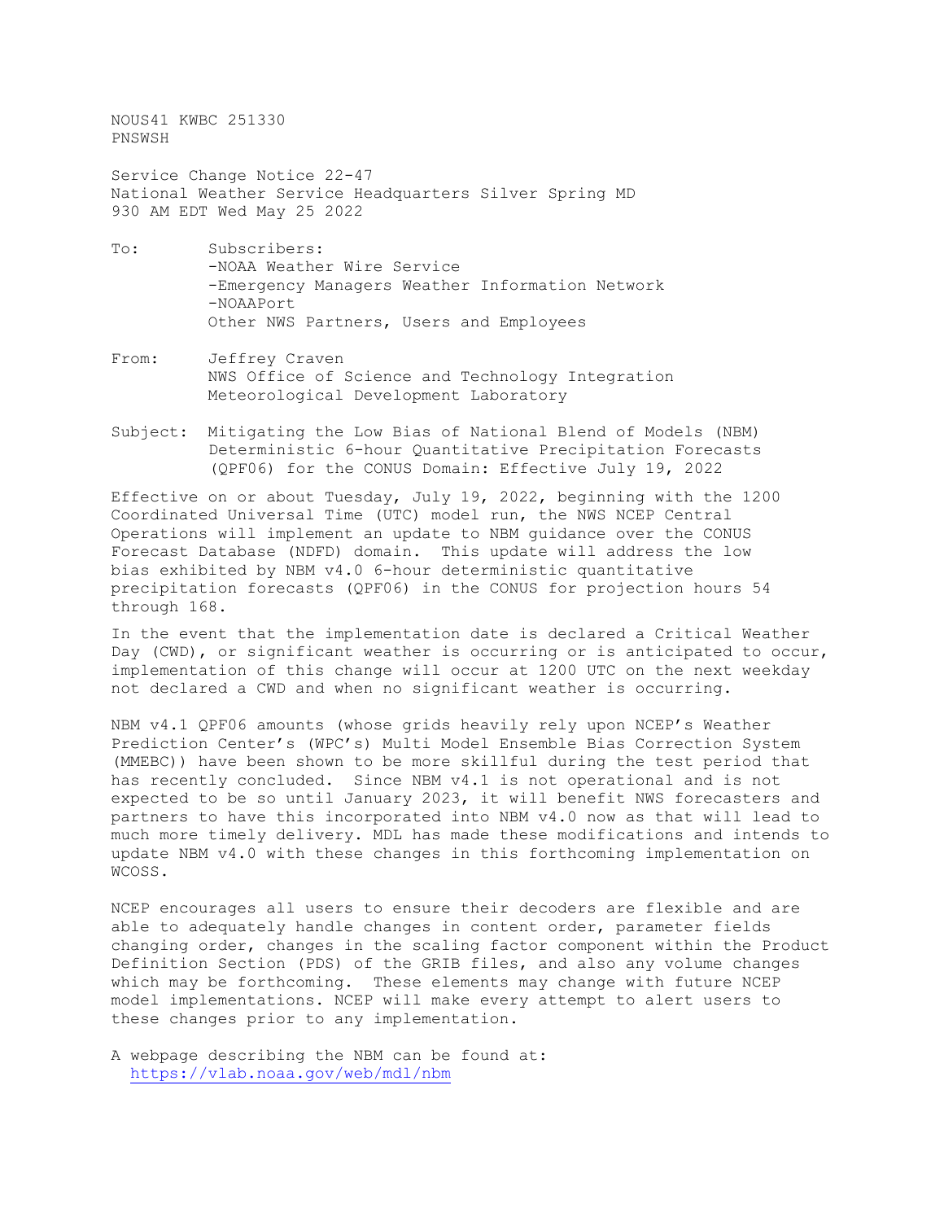NOUS41 KWBC 251330
PNSWSH

Service Change Notice 22-47
National Weather Service Headquarters Silver Spring MD
930 AM EDT Wed May 25 2022

To: Subscribers:
-NOAA Weather Wire Service
-Emergency Managers Weather Information Network
-NOAAPort
Other NWS Partners, Users and Employees

From: Jeffrey Craven
NWS Office of Science and Technology Integration
Meteorological Development Laboratory

Subject: Mitigating the Low Bias of National Blend of Models (NBM) Deterministic 6-hour Quantitative Precipitation Forecasts (QPF06) for the CONUS Domain: Effective July 19, 2022

Effective on or about Tuesday, July 19, 2022, beginning with the 1200 Coordinated Universal Time (UTC) model run, the NWS NCEP Central Operations will implement an update to NBM guidance over the CONUS Forecast Database (NDFD) domain. This update will address the low bias exhibited by NBM v4.0 6-hour deterministic quantitative precipitation forecasts (QPF06) in the CONUS for projection hours 54 through 168.

In the event that the implementation date is declared a Critical Weather Day (CWD), or significant weather is occurring or is anticipated to occur, implementation of this change will occur at 1200 UTC on the next weekday not declared a CWD and when no significant weather is occurring.

NBM v4.1 QPF06 amounts (whose grids heavily rely upon NCEP's Weather Prediction Center's (WPC's) Multi Model Ensemble Bias Correction System (MMEBC)) have been shown to be more skillful during the test period that has recently concluded. Since NBM v4.1 is not operational and is not expected to be so until January 2023, it will benefit NWS forecasters and partners to have this incorporated into NBM v4.0 now as that will lead to much more timely delivery. MDL has made these modifications and intends to update NBM v4.0 with these changes in this forthcoming implementation on WCOSS.

NCEP encourages all users to ensure their decoders are flexible and are able to adequately handle changes in content order, parameter fields changing order, changes in the scaling factor component within the Product Definition Section (PDS) of the GRIB files, and also any volume changes which may be forthcoming. These elements may change with future NCEP model implementations. NCEP will make every attempt to alert users to these changes prior to any implementation.

A webpage describing the NBM can be found at:
https://vlab.noaa.gov/web/mdl/nbm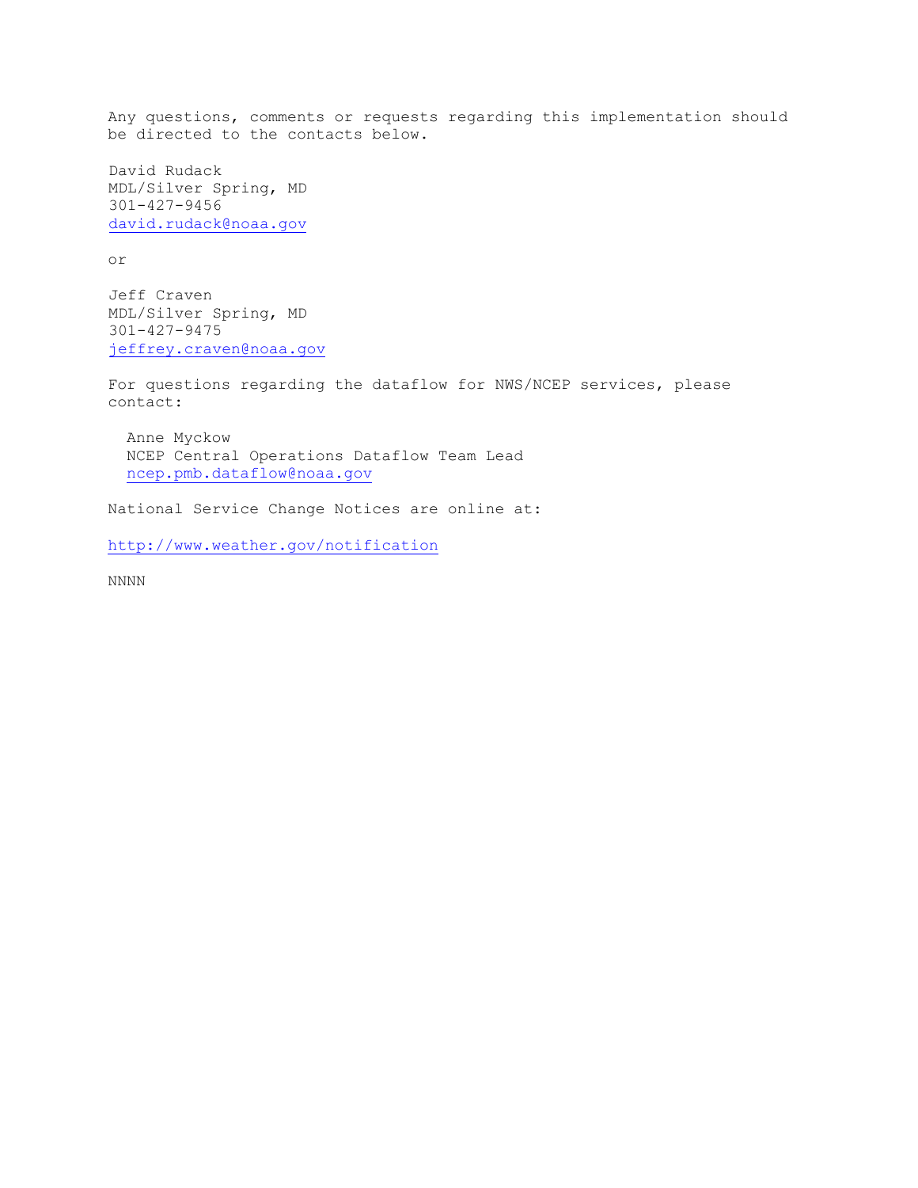Any questions, comments or requests regarding this implementation should be directed to the contacts below.

David Rudack
MDL/Silver Spring, MD
301-427-9456
david.rudack@noaa.gov

or

Jeff Craven
MDL/Silver Spring, MD
301-427-9475
jeffrey.craven@noaa.gov

For questions regarding the dataflow for NWS/NCEP services, please contact:

Anne Myckow
NCEP Central Operations Dataflow Team Lead
ncep.pmb.dataflow@noaa.gov

National Service Change Notices are online at:

http://www.weather.gov/notification

NNNN